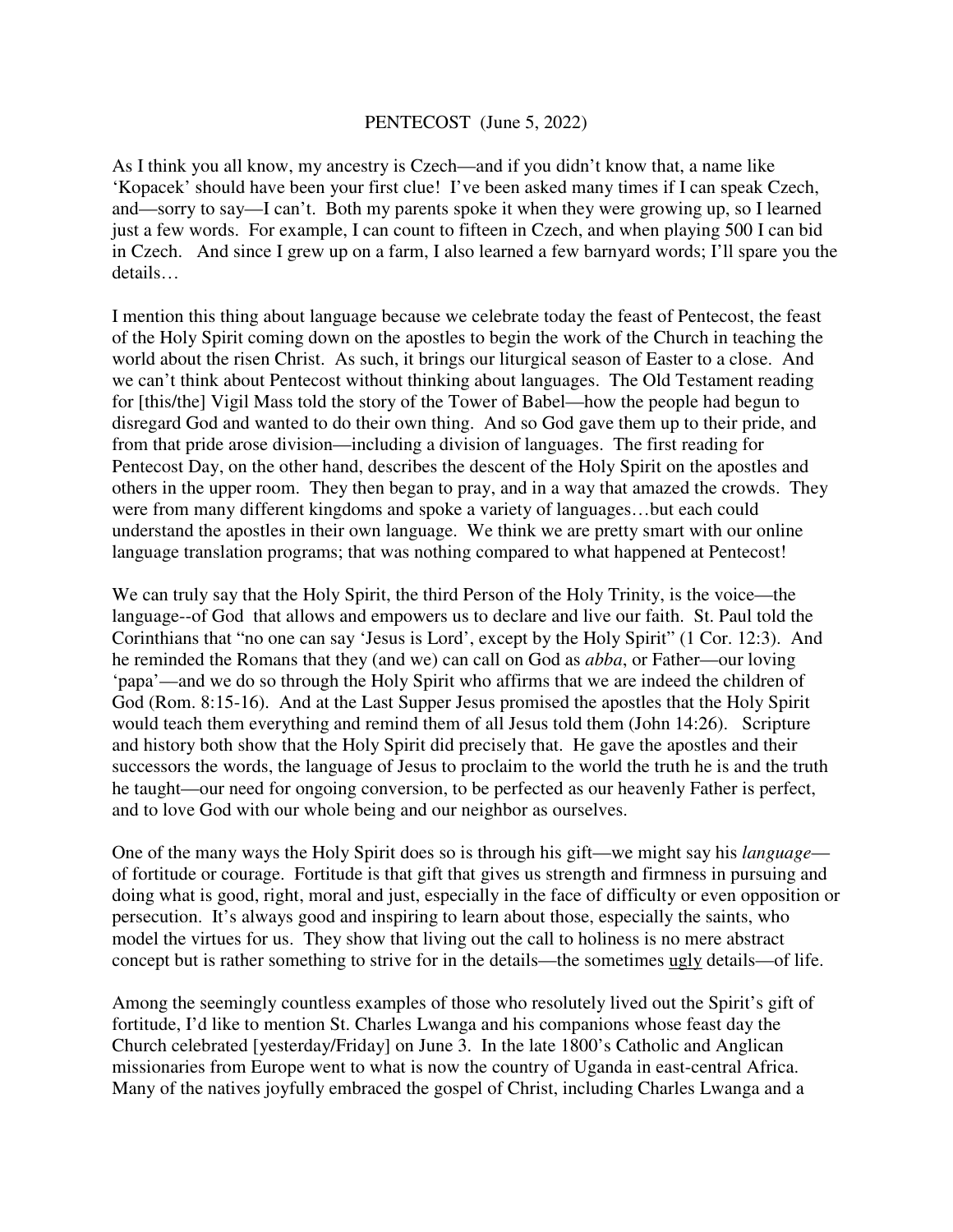PENTECOST (June 5, 2022)

As I think you all know, my ancestry is Czech—and if you didn't know that, a name like 'Kopacek' should have been your first clue! I've been asked many times if I can speak Czech, and—sorry to say—I can't. Both my parents spoke it when they were growing up, so I learned just a few words. For example, I can count to fifteen in Czech, and when playing 500 I can bid in Czech. And since I grew up on a farm, I also learned a few barnyard words; I'll spare you the details…

I mention this thing about language because we celebrate today the feast of Pentecost, the feast of the Holy Spirit coming down on the apostles to begin the work of the Church in teaching the world about the risen Christ. As such, it brings our liturgical season of Easter to a close. And we can't think about Pentecost without thinking about languages. The Old Testament reading for [this/the] Vigil Mass told the story of the Tower of Babel—how the people had begun to disregard God and wanted to do their own thing. And so God gave them up to their pride, and from that pride arose division—including a division of languages. The first reading for Pentecost Day, on the other hand, describes the descent of the Holy Spirit on the apostles and others in the upper room. They then began to pray, and in a way that amazed the crowds. They were from many different kingdoms and spoke a variety of languages…but each could understand the apostles in their own language. We think we are pretty smart with our online language translation programs; that was nothing compared to what happened at Pentecost!

We can truly say that the Holy Spirit, the third Person of the Holy Trinity, is the voice—the language--of God that allows and empowers us to declare and live our faith. St. Paul told the Corinthians that "no one can say 'Jesus is Lord', except by the Holy Spirit" (1 Cor. 12:3). And he reminded the Romans that they (and we) can call on God as *abba*, or Father—our loving 'papa'—and we do so through the Holy Spirit who affirms that we are indeed the children of God (Rom. 8:15-16). And at the Last Supper Jesus promised the apostles that the Holy Spirit would teach them everything and remind them of all Jesus told them (John 14:26). Scripture and history both show that the Holy Spirit did precisely that. He gave the apostles and their successors the words, the language of Jesus to proclaim to the world the truth he is and the truth he taught—our need for ongoing conversion, to be perfected as our heavenly Father is perfect, and to love God with our whole being and our neighbor as ourselves.

One of the many ways the Holy Spirit does so is through his gift—we might say his *language*—of fortitude or courage. Fortitude is that gift that gives us strength and firmness in pursuing and doing what is good, right, moral and just, especially in the face of difficulty or even opposition or persecution. It's always good and inspiring to learn about those, especially the saints, who model the virtues for us. They show that living out the call to holiness is no mere abstract concept but is rather something to strive for in the details—the sometimes <u>ugly</u> details—of life.

Among the seemingly countless examples of those who resolutely lived out the Spirit's gift of fortitude, I'd like to mention St. Charles Lwanga and his companions whose feast day the Church celebrated [yesterday/Friday] on June 3. In the late 1800's Catholic and Anglican missionaries from Europe went to what is now the country of Uganda in east-central Africa. Many of the natives joyfully embraced the gospel of Christ, including Charles Lwanga and a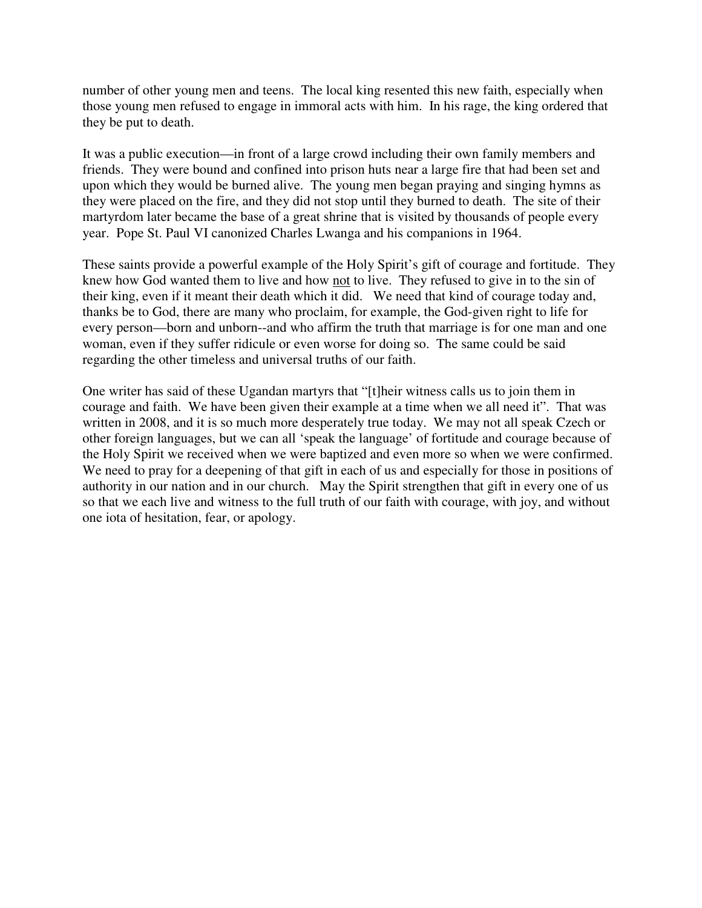number of other young men and teens. The local king resented this new faith, especially when those young men refused to engage in immoral acts with him. In his rage, the king ordered that they be put to death.

It was a public execution—in front of a large crowd including their own family members and friends. They were bound and confined into prison huts near a large fire that had been set and upon which they would be burned alive. The young men began praying and singing hymns as they were placed on the fire, and they did not stop until they burned to death. The site of their martyrdom later became the base of a great shrine that is visited by thousands of people every year. Pope St. Paul VI canonized Charles Lwanga and his companions in 1964.

These saints provide a powerful example of the Holy Spirit's gift of courage and fortitude. They knew how God wanted them to live and how <u>not</u> to live. They refused to give in to the sin of their king, even if it meant their death which it did. We need that kind of courage today and, thanks be to God, there are many who proclaim, for example, the God-given right to life for every person—born and unborn--and who affirm the truth that marriage is for one man and one woman, even if they suffer ridicule or even worse for doing so. The same could be said regarding the other timeless and universal truths of our faith.

One writer has said of these Ugandan martyrs that "[t]heir witness calls us to join them in courage and faith. We have been given their example at a time when we all need it". That was written in 2008, and it is so much more desperately true today. We may not all speak Czech or other foreign languages, but we can all 'speak the language' of fortitude and courage because of the Holy Spirit we received when we were baptized and even more so when we were confirmed. We need to pray for a deepening of that gift in each of us and especially for those in positions of authority in our nation and in our church. May the Spirit strengthen that gift in every one of us so that we each live and witness to the full truth of our faith with courage, with joy, and without one iota of hesitation, fear, or apology.